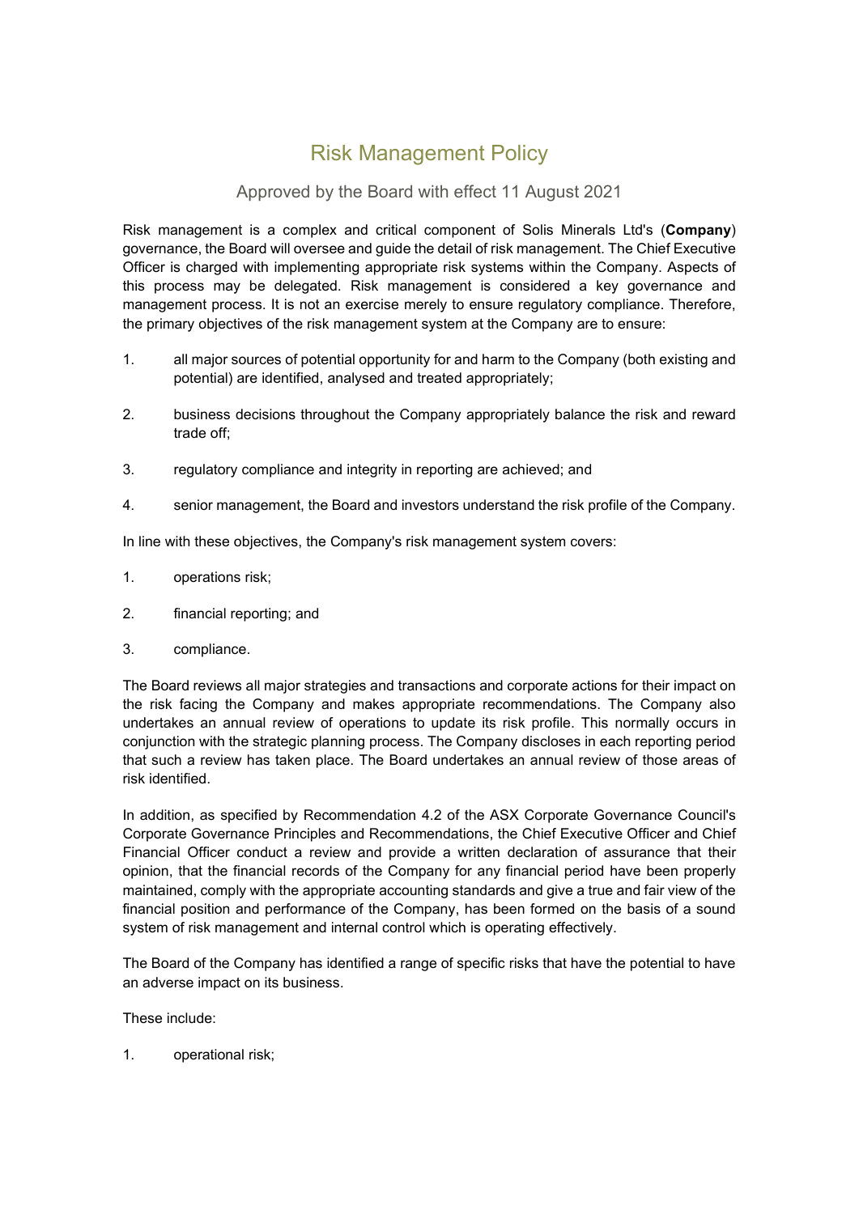# Risk Management Policy

## Approved by the Board with effect 11 August 2021

Risk management is a complex and critical component of Solis Minerals Ltd's (**Company**) governance, the Board will oversee and guide the detail of risk management. The Chief Executive Officer is charged with implementing appropriate risk systems within the Company. Aspects of this process may be delegated. Risk management is considered a key governance and management process. It is not an exercise merely to ensure regulatory compliance. Therefore, the primary objectives of the risk management system at the Company are to ensure:

1. all major sources of potential opportunity for and harm to the Company (both existing and potential) are identified, analysed and treated appropriately;
2. business decisions throughout the Company appropriately balance the risk and reward trade off;
3. regulatory compliance and integrity in reporting are achieved; and
4. senior management, the Board and investors understand the risk profile of the Company.

In line with these objectives, the Company's risk management system covers:

1. operations risk;
2. financial reporting; and
3. compliance.

The Board reviews all major strategies and transactions and corporate actions for their impact on the risk facing the Company and makes appropriate recommendations. The Company also undertakes an annual review of operations to update its risk profile. This normally occurs in conjunction with the strategic planning process. The Company discloses in each reporting period that such a review has taken place. The Board undertakes an annual review of those areas of risk identified.

In addition, as specified by Recommendation 4.2 of the ASX Corporate Governance Council's Corporate Governance Principles and Recommendations, the Chief Executive Officer and Chief Financial Officer conduct a review and provide a written declaration of assurance that their opinion, that the financial records of the Company for any financial period have been properly maintained, comply with the appropriate accounting standards and give a true and fair view of the financial position and performance of the Company, has been formed on the basis of a sound system of risk management and internal control which is operating effectively.

The Board of the Company has identified a range of specific risks that have the potential to have an adverse impact on its business.

These include:

1. operational risk;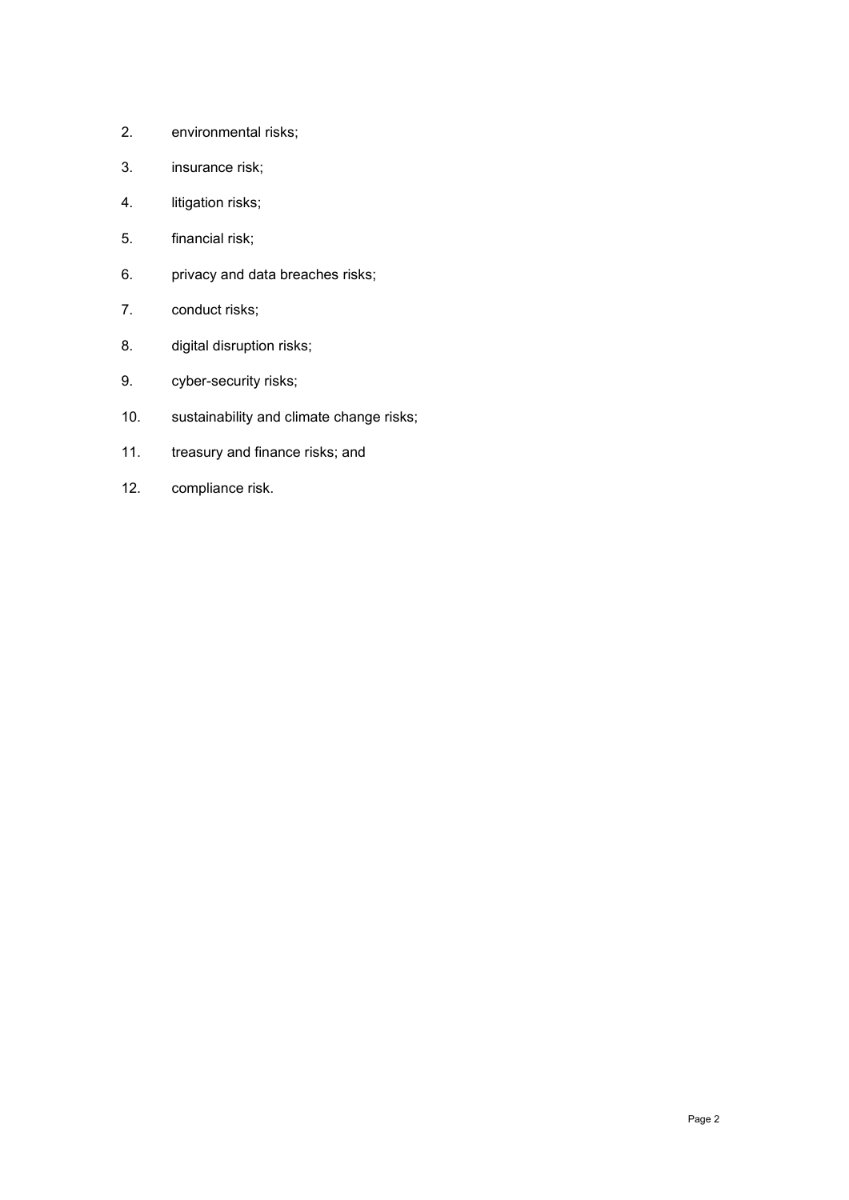2. environmental risks;
3. insurance risk;
4. litigation risks;
5. financial risk;
6. privacy and data breaches risks;
7. conduct risks;
8. digital disruption risks;
9. cyber-security risks;
10. sustainability and climate change risks;
11. treasury and finance risks; and
12. compliance risk.